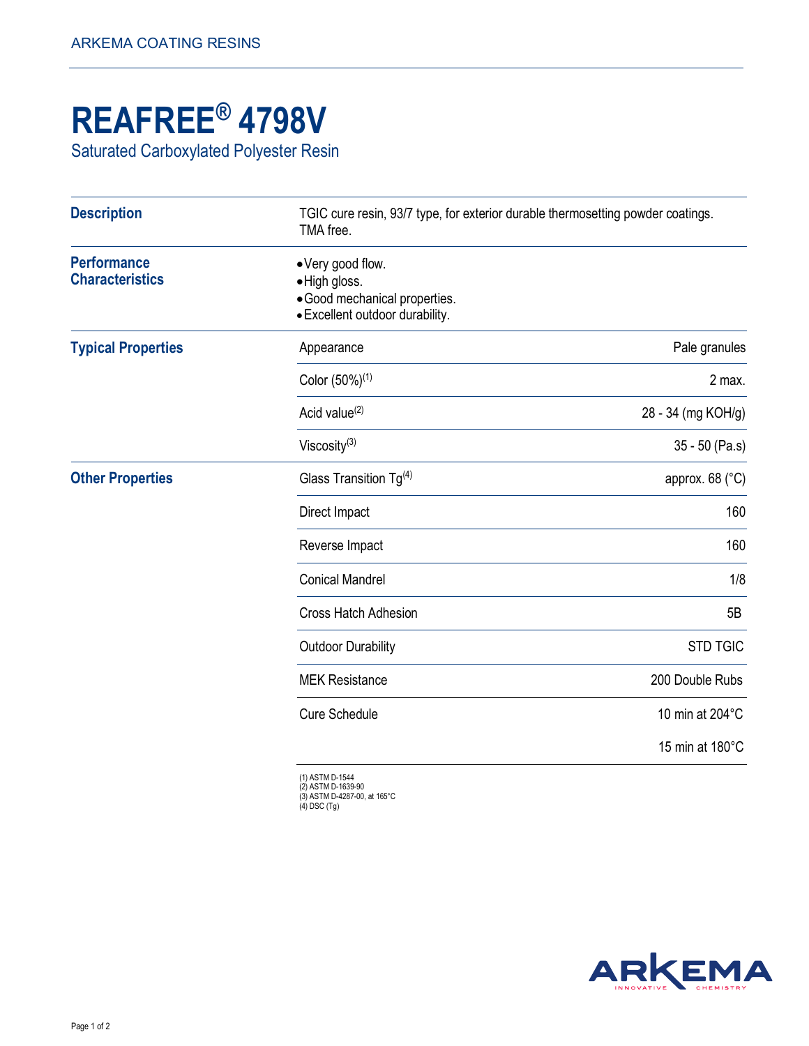ARKEMA COATING RESINS

# REAFREE® 4798V

Saturated Carboxylated Polyester Resin

## Description

TGIC cure resin, 93/7 type, for exterior durable thermosetting powder coatings.
TMA free.

## Performance Characteristics

- Very good flow.
- High gloss.
- Good mechanical properties.
- Excellent outdoor durability.

## Typical Properties

| Property | Value |
|---|---|
| Appearance | Pale granules |
| Color (50%)[1] | 2 max. |
| Acid value[2] | 28 - 34 (mg KOH/g) |
| Viscosity[3] | 35 - 50 (Pa.s) |

## Other Properties

| Property | Value |
|---|---|
| Glass Transition Tg[4] | approx. 68 (°C) |
| Direct Impact | 160 |
| Reverse Impact | 160 |
| Conical Mandrel | 1/8 |
| Cross Hatch Adhesion | 5B |
| Outdoor Durability | STD TGIC |
| MEK Resistance | 200 Double Rubs |
| Cure Schedule | 10 min at 204°C |
| | 15 min at 180°C |

(1) ASTM D-1544
(2) ASTM D-1639-90
(3) ASTM D-4287-00, at 165°C
(4) DSC (Tg)

ARKEMA
INNOVATIVE CHEMISTRY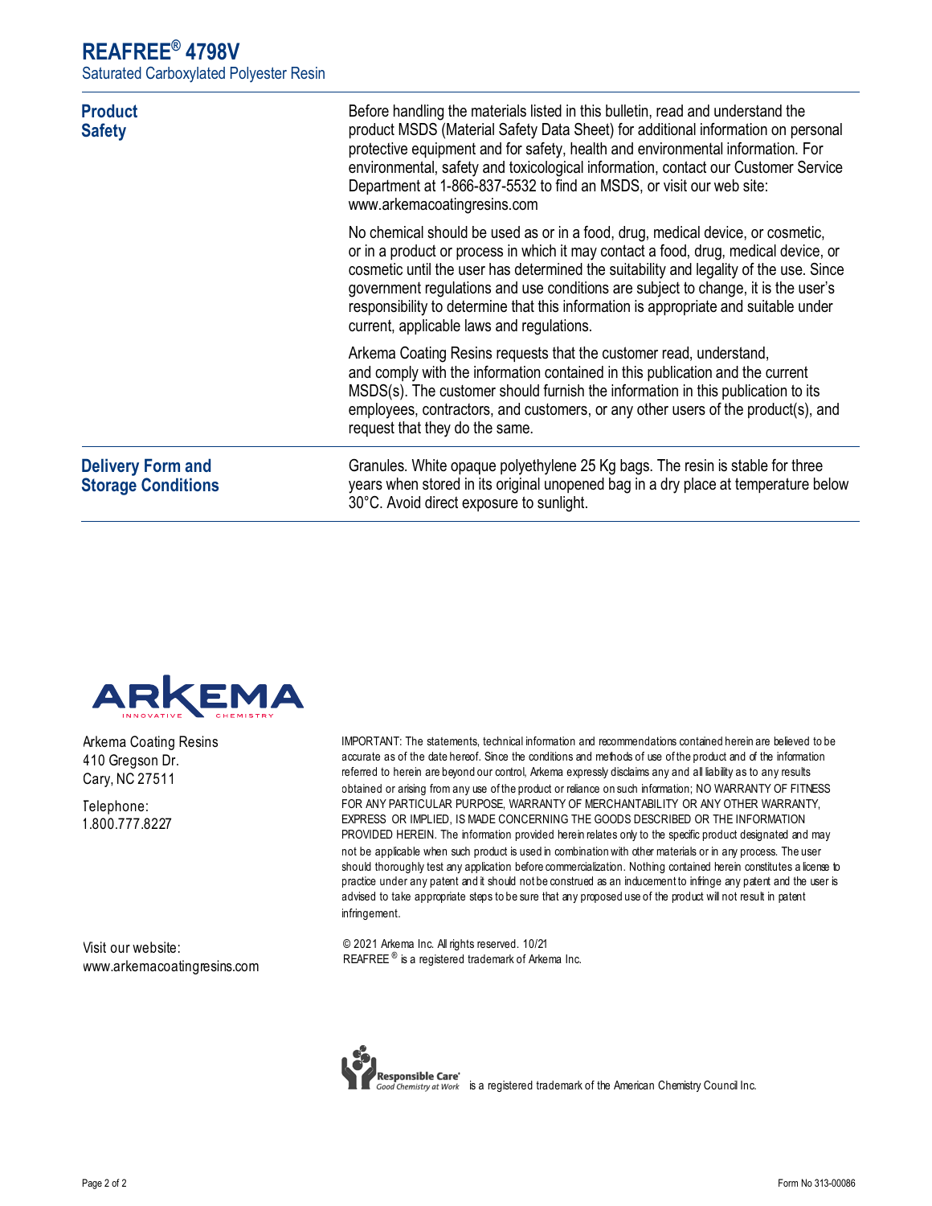# REAFREE® 4798V

Saturated Carboxylated Polyester Resin

## Product Safety

Before handling the materials listed in this bulletin, read and understand the product MSDS (Material Safety Data Sheet) for additional information on personal protective equipment and for safety, health and environmental information. For environmental, safety and toxicological information, contact our Customer Service Department at 1-866-837-5532 to find an MSDS, or visit our web site: www.arkemacoatingresins.com

No chemical should be used as or in a food, drug, medical device, or cosmetic, or in a product or process in which it may contact a food, drug, medical device, or cosmetic until the user has determined the suitability and legality of the use. Since government regulations and use conditions are subject to change, it is the user's responsibility to determine that this information is appropriate and suitable under current, applicable laws and regulations.

Arkema Coating Resins requests that the customer read, understand, and comply with the information contained in this publication and the current MSDS(s). The customer should furnish the information in this publication to its employees, contractors, and customers, or any other users of the product(s), and request that they do the same.

## Delivery Form and Storage Conditions

Granules. White opaque polyethylene 25 Kg bags. The resin is stable for three years when stored in its original unopened bag in a dry place at temperature below 30°C. Avoid direct exposure to sunlight.

ARKEMA
INNOVATIVE CHEMISTRY

Arkema Coating Resins
410 Gregson Dr.
Cary, NC 27511

Telephone:
1.800.777.8227

Visit our website:
www.arkemacoatingresins.com

IMPORTANT: The statements, technical information and recommendations contained herein are believed to be accurate as of the date hereof. Since the conditions and methods of use of the product and of the information referred to herein are beyond our control, Arkema expressly disclaims any and all liability as to any results obtained or arising from any use of the product or reliance on such information; NO WARRANTY OF FITNESS FOR ANY PARTICULAR PURPOSE, WARRANTY OF MERCHANTABILITY OR ANY OTHER WARRANTY, EXPRESS OR IMPLIED, IS MADE CONCERNING THE GOODS DESCRIBED OR THE INFORMATION PROVIDED HEREIN. The information provided herein relates only to the specific product designated and may not be applicable when such product is used in combination with other materials or in any process. The user should thoroughly test any application before commercialization. Nothing contained herein constitutes a license to practice under any patent and it should not be construed as an inducement to infringe any patent and the user is advised to take appropriate steps to be sure that any proposed use of the product will not result in patent infringement.

© 2021 Arkema Inc. All rights reserved. 10/21
REAFREE ® is a registered trademark of Arkema Inc.

Responsible Care® Good Chemistry at Work is a registered trademark of the American Chemistry Council Inc.

Form No 313-00086